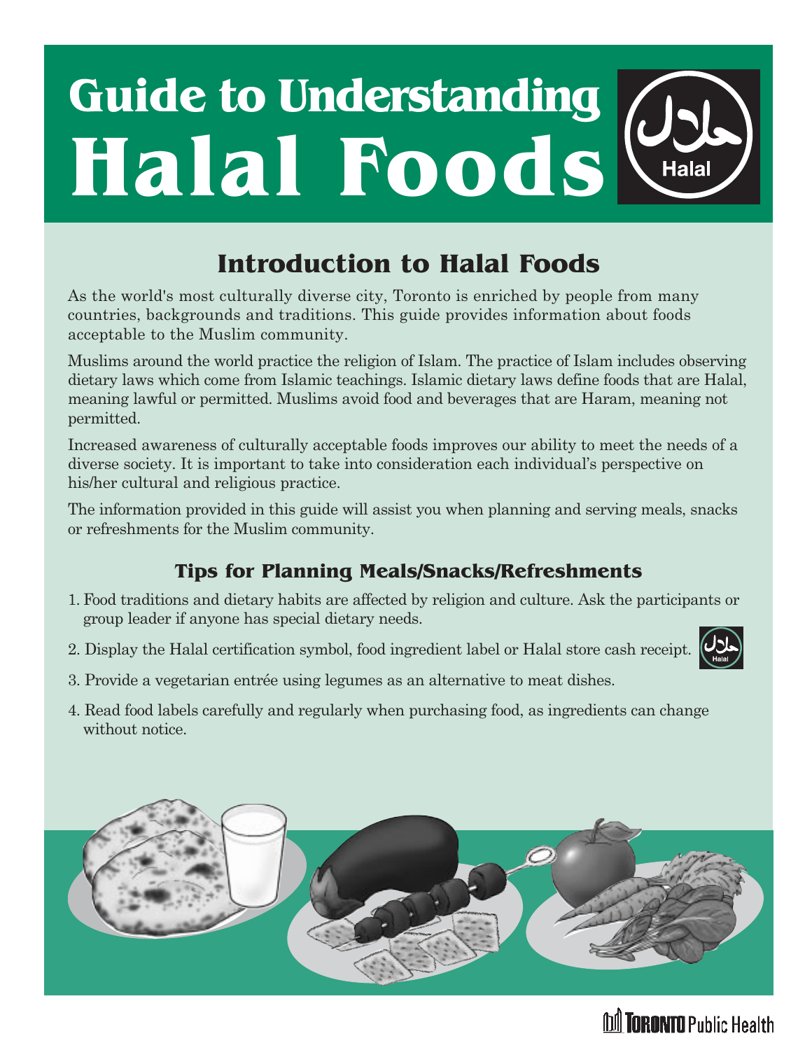# Guide to Understanding Halal Foods

## Introduction to Halal Foods

As the world's most culturally diverse city, Toronto is enriched by people from many countries, backgrounds and traditions. This guide provides information about foods acceptable to the Muslim community.

Muslims around the world practice the religion of Islam. The practice of Islam includes observing dietary laws which come from Islamic teachings. Islamic dietary laws define foods that are Halal, meaning lawful or permitted. Muslims avoid food and beverages that are Haram, meaning not permitted.

Increased awareness of culturally acceptable foods improves our ability to meet the needs of a diverse society. It is important to take into consideration each individual's perspective on his/her cultural and religious practice.

The information provided in this guide will assist you when planning and serving meals, snacks or refreshments for the Muslim community.

### Tips for Planning Meals/Snacks/Refreshments

1. Food traditions and dietary habits are affected by religion and culture. Ask the participants or group leader if anyone has special dietary needs.
2. Display the Halal certification symbol, food ingredient label or Halal store cash receipt.
3. Provide a vegetarian entrée using legumes as an alternative to meat dishes.
4. Read food labels carefully and regularly when purchasing food, as ingredients can change without notice.

Toronto Public Health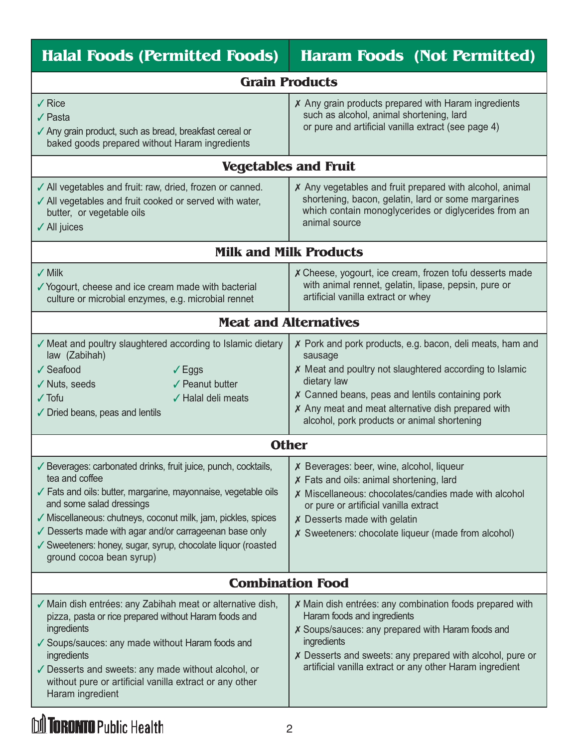| Halal Foods (Permitted Foods) | Haram Foods (Not Permitted) |
|---|---|
| **Grain Products** | |
| ✓ Rice<br>✓ Pasta<br>✓ Any grain product, such as bread, breakfast cereal or baked goods prepared without Haram ingredients | ✗ Any grain products prepared with Haram ingredients such as alcohol, animal shortening, lard or pure and artificial vanilla extract (see page 4) |
| **Vegetables and Fruit** | |
| ✓ All vegetables and fruit: raw, dried, frozen or canned.<br>✓ All vegetables and fruit cooked or served with water, butter, or vegetable oils<br>✓ All juices | ✗ Any vegetables and fruit prepared with alcohol, animal shortening, bacon, gelatin, lard or some margarines which contain monoglycerides or diglycerides from an animal source |
| **Milk and Milk Products** | |
| ✓ Milk<br>✓ Yogourt, cheese and ice cream made with bacterial culture or microbial enzymes, e.g. microbial rennet | ✗ Cheese, yogourt, ice cream, frozen tofu desserts made with animal rennet, gelatin, lipase, pepsin, pure or artificial vanilla extract or whey |
| **Meat and Alternatives** | |
| ✓ Meat and poultry slaughtered according to Islamic dietary law (Zabihah)<br>✓ Seafood<br>✓ Eggs<br>✓ Nuts, seeds<br>✓ Peanut butter<br>✓ Tofu<br>✓ Halal deli meats<br>✓ Dried beans, peas and lentils | ✗ Pork and pork products, e.g. bacon, deli meats, ham and sausage<br>✗ Meat and poultry not slaughtered according to Islamic dietary law<br>✗ Canned beans, peas and lentils containing pork<br>✗ Any meat and meat alternative dish prepared with alcohol, pork products or animal shortening |
| **Other** | |
| ✓ Beverages: carbonated drinks, fruit juice, punch, cocktails, tea and coffee<br>✓ Fats and oils: butter, margarine, mayonnaise, vegetable oils and some salad dressings<br>✓ Miscellaneous: chutneys, coconut milk, jam, pickles, spices<br>✓ Desserts made with agar and/or carrageenan base only<br>✓ Sweeteners: honey, sugar, syrup, chocolate liquor (roasted ground cocoa bean syrup) | ✗ Beverages: beer, wine, alcohol, liqueur<br>✗ Fats and oils: animal shortening, lard<br>✗ Miscellaneous: chocolates/candies made with alcohol or pure or artificial vanilla extract<br>✗ Desserts made with gelatin<br>✗ Sweeteners: chocolate liqueur (made from alcohol) |
| **Combination Food** | |
| ✓ Main dish entrées: any Zabihah meat or alternative dish, pizza, pasta or rice prepared without Haram foods and ingredients<br>✓ Soups/sauces: any made without Haram foods and ingredients<br>✓ Desserts and sweets: any made without alcohol, or without pure or artificial vanilla extract or any other Haram ingredient | ✗ Main dish entrées: any combination foods prepared with Haram foods and ingredients<br>✗ Soups/sauces: any prepared with Haram foods and ingredients<br>✗ Desserts and sweets: any prepared with alcohol, pure or artificial vanilla extract or any other Haram ingredient |

Toronto Public Health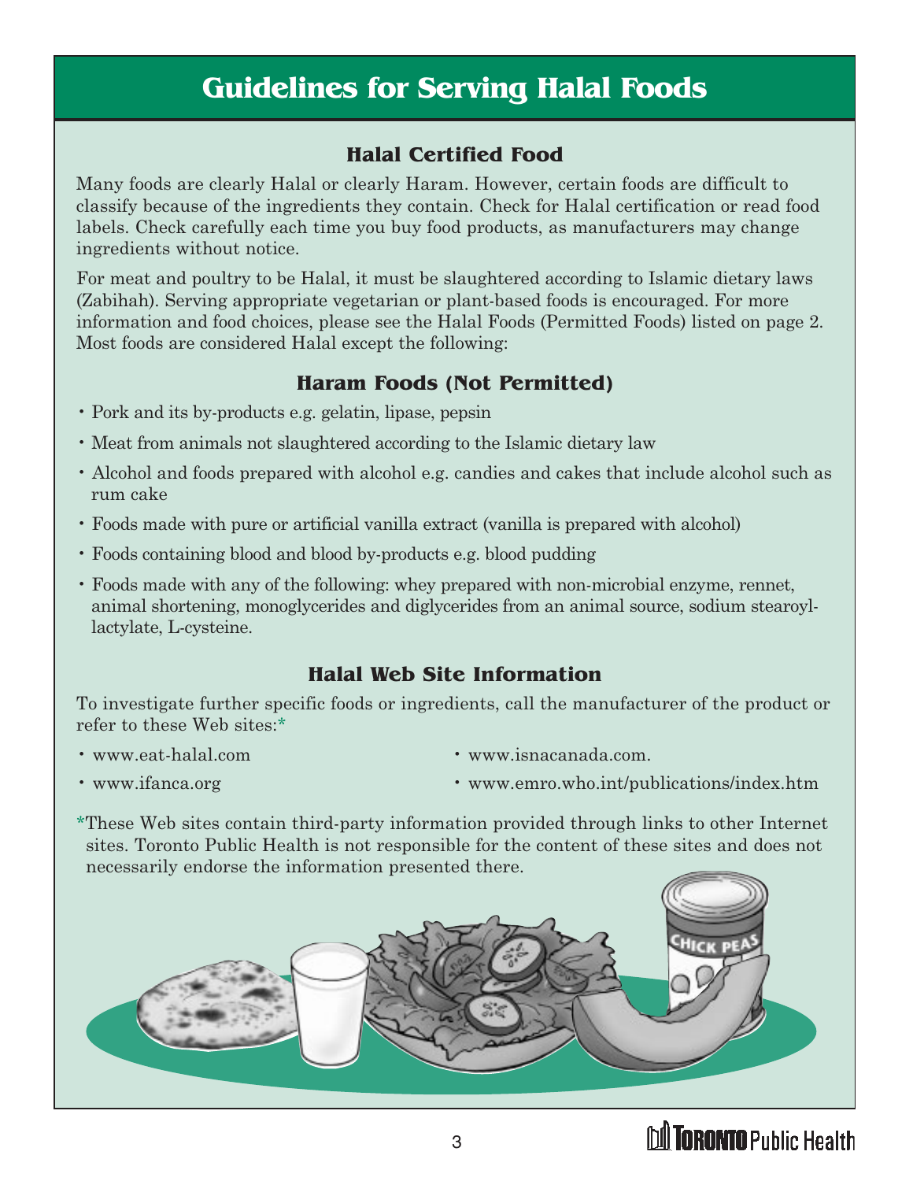# Guidelines for Serving Halal Foods

## Halal Certified Food

Many foods are clearly Halal or clearly Haram. However, certain foods are difficult to classify because of the ingredients they contain. Check for Halal certification or read food labels. Check carefully each time you buy food products, as manufacturers may change ingredients without notice.

For meat and poultry to be Halal, it must be slaughtered according to Islamic dietary laws (Zabihah). Serving appropriate vegetarian or plant-based foods is encouraged. For more information and food choices, please see the Halal Foods (Permitted Foods) listed on page 2. Most foods are considered Halal except the following:

## Haram Foods (Not Permitted)

- Pork and its by-products e.g. gelatin, lipase, pepsin
- Meat from animals not slaughtered according to the Islamic dietary law
- Alcohol and foods prepared with alcohol e.g. candies and cakes that include alcohol such as rum cake
- Foods made with pure or artificial vanilla extract (vanilla is prepared with alcohol)
- Foods containing blood and blood by-products e.g. blood pudding
- Foods made with any of the following: whey prepared with non-microbial enzyme, rennet, animal shortening, monoglycerides and diglycerides from an animal source, sodium stearoyl-lactylate, L-cysteine.

## Halal Web Site Information

To investigate further specific foods or ingredients, call the manufacturer of the product or refer to these Web sites:*

- www.eat-halal.com
- www.ifanca.org
- www.isnacanada.com.
- www.emro.who.int/publications/index.htm

*These Web sites contain third-party information provided through links to other Internet sites. Toronto Public Health is not responsible for the content of these sites and does not necessarily endorse the information presented there.

CHICK PEAS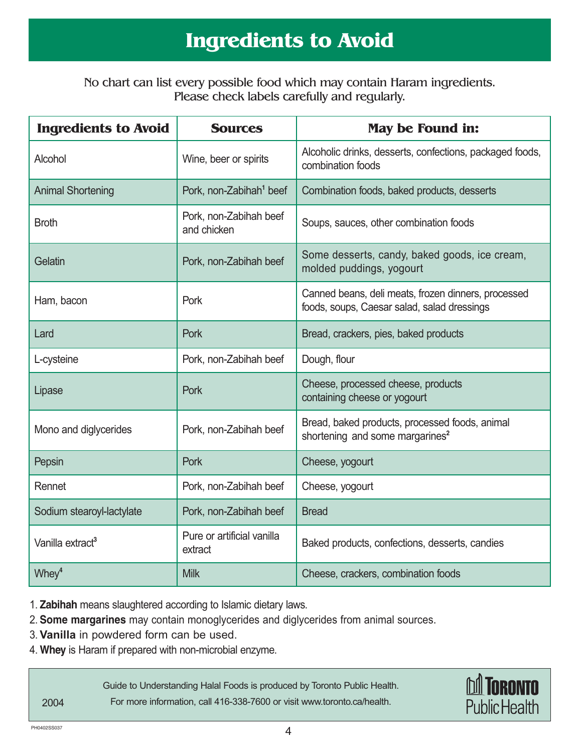# Ingredients to Avoid

No chart can list every possible food which may contain Haram ingredients.
Please check labels carefully and regularly.

| Ingredients to Avoid | Sources | May be Found in: |
|---|---|---|
| Alcohol | Wine, beer or spirits | Alcoholic drinks, desserts, confections, packaged foods, combination foods |
| Animal Shortening | Pork, non-Zabihah[1] beef | Combination foods, baked products, desserts |
| Broth | Pork, non-Zabihah beef and chicken | Soups, sauces, other combination foods |
| Gelatin | Pork, non-Zabihah beef | Some desserts, candy, baked goods, ice cream, molded puddings, yogourt |
| Ham, bacon | Pork | Canned beans, deli meats, frozen dinners, processed foods, soups, Caesar salad, salad dressings |
| Lard | Pork | Bread, crackers, pies, baked products |
| L-cysteine | Pork, non-Zabihah beef | Dough, flour |
| Lipase | Pork | Cheese, processed cheese, products containing cheese or yogourt |
| Mono and diglycerides | Pork, non-Zabihah beef | Bread, baked products, processed foods, animal shortening and some margarines[2] |
| Pepsin | Pork | Cheese, yogourt |
| Rennet | Pork, non-Zabihah beef | Cheese, yogourt |
| Sodium stearoyl-lactylate | Pork, non-Zabihah beef | Bread |
| Vanilla extract[3] | Pure or artificial vanilla extract | Baked products, confections, desserts, candies |
| Whey[4] | Milk | Cheese, crackers, combination foods |

1. **Zabihah** means slaughtered according to Islamic dietary laws.
2. **Some margarines** may contain monoglycerides and diglycerides from animal sources.
3. **Vanilla** in powdered form can be used.
4. **Whey** is Haram if prepared with non-microbial enzyme.

2004

Guide to Understanding Halal Foods is produced by Toronto Public Health.
For more information, call 416-338-7600 or visit www.toronto.ca/health.

TORONTO Public Health

PH0402SS037